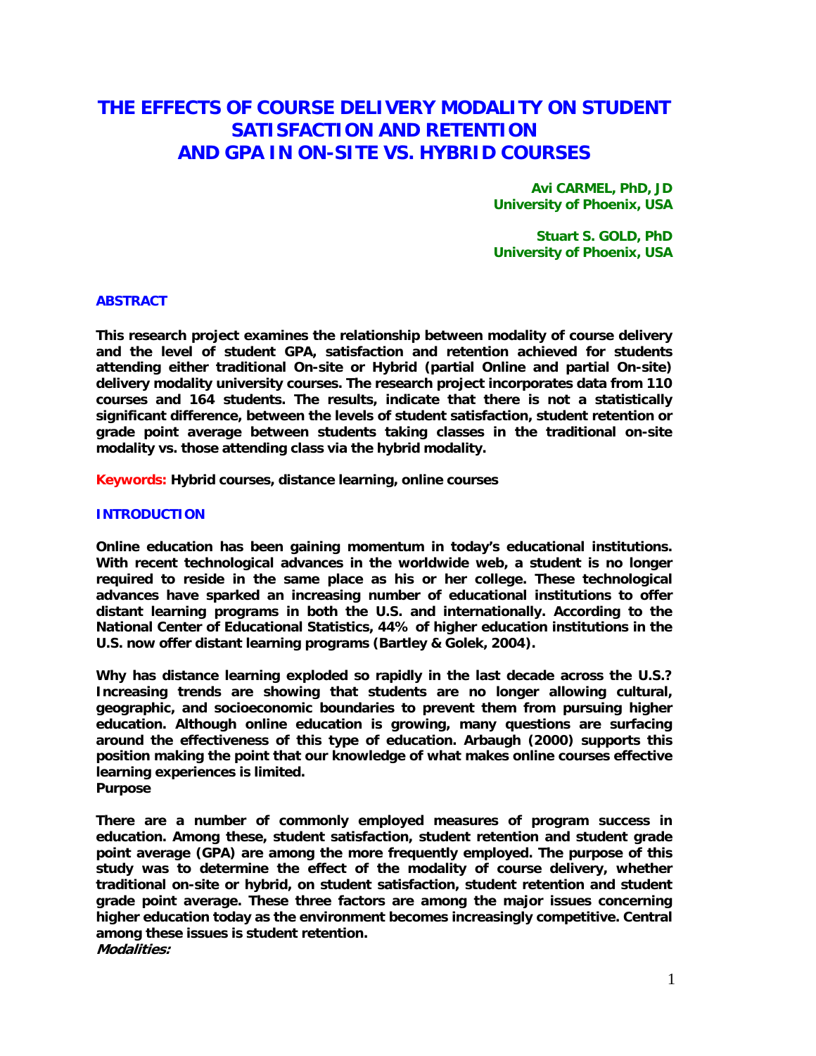# THE EFFECTS OF COURSE DELIVERY MODALITY ON STUDENT SATISFACTION AND RETENTION AND GPA IN ON-SITE VS. HYBRID COURSES

**Avi CARMEL, PhD, JD**
**University of Phoenix, USA**

**Stuart S. GOLD, PhD**
**University of Phoenix, USA**

## ABSTRACT

**This research project examines the relationship between modality of course delivery and the level of student GPA, satisfaction and retention achieved for students attending either traditional On-site or Hybrid (partial Online and partial On-site) delivery modality university courses. The research project incorporates data from 110 courses and 164 students. The results, indicate that there is not a statistically significant difference, between the levels of student satisfaction, student retention or grade point average between students taking classes in the traditional on-site modality vs. those attending class via the hybrid modality.**

**Keywords:** **Hybrid courses, distance learning, online courses**

## INTRODUCTION

**Online education has been gaining momentum in today's educational institutions. With recent technological advances in the worldwide web, a student is no longer required to reside in the same place as his or her college. These technological advances have sparked an increasing number of educational institutions to offer distant learning programs in both the U.S. and internationally. According to the National Center of Educational Statistics, 44% of higher education institutions in the U.S. now offer distant learning programs (Bartley & Golek, 2004).**

**Why has distance learning exploded so rapidly in the last decade across the U.S.? Increasing trends are showing that students are no longer allowing cultural, geographic, and socioeconomic boundaries to prevent them from pursuing higher education. Although online education is growing, many questions are surfacing around the effectiveness of this type of education. Arbaugh (2000) supports this position making the point that our knowledge of what makes online courses effective learning experiences is limited.**

### Purpose

**There are a number of commonly employed measures of program success in education. Among these, student satisfaction, student retention and student grade point average (GPA) are among the more frequently employed. The purpose of this study was to determine the effect of the modality of course delivery, whether traditional on-site or hybrid, on student satisfaction, student retention and student grade point average. These three factors are among the major issues concerning higher education today as the environment becomes increasingly competitive. Central among these issues is student retention.**

***Modalities:***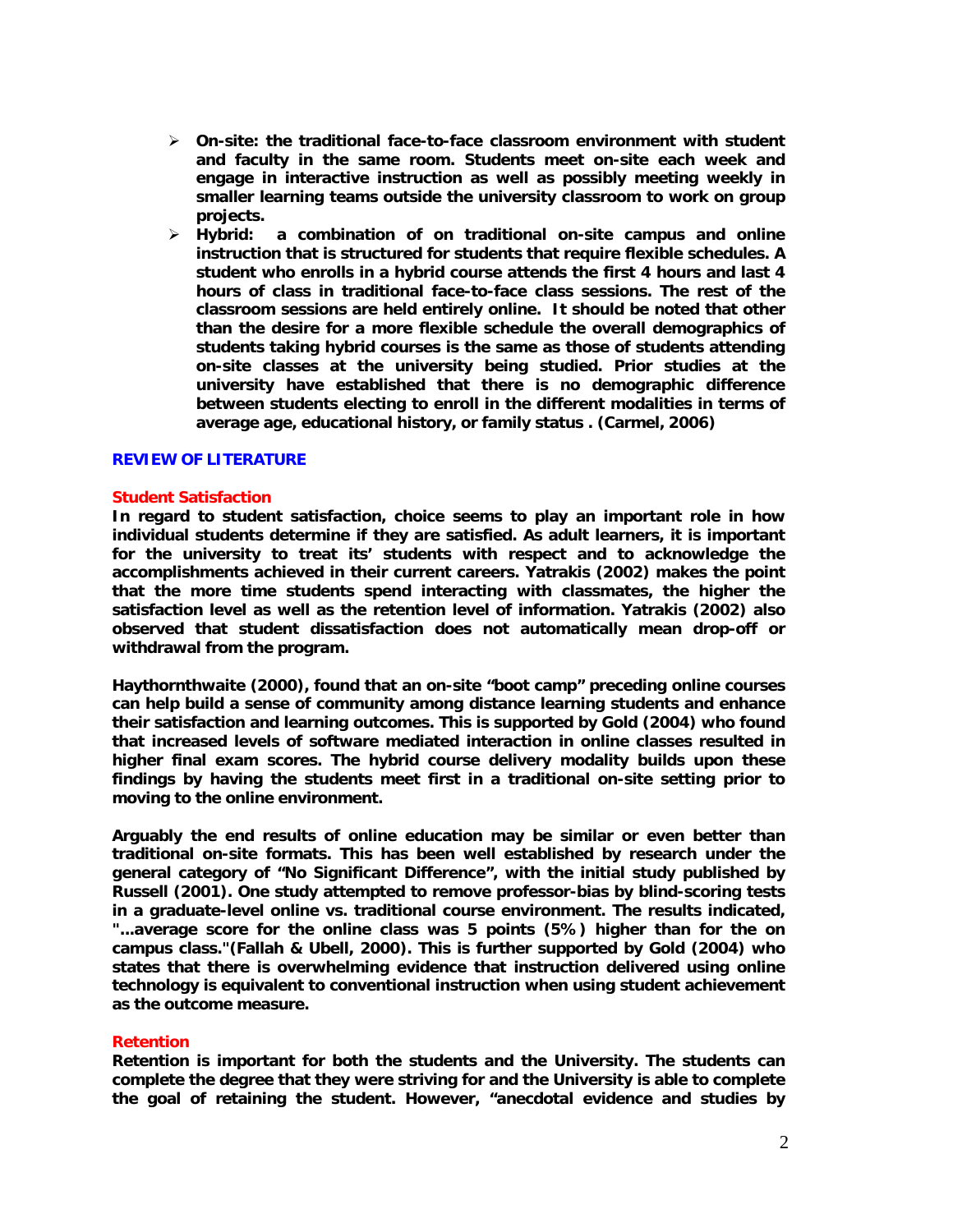- **On-site: the traditional face-to-face classroom environment with student and faculty in the same room. Students meet on-site each week and engage in interactive instruction as well as possibly meeting weekly in smaller learning teams outside the university classroom to work on group projects.**
- **Hybrid: a combination of on traditional on-site campus and online instruction that is structured for students that require flexible schedules. A student who enrolls in a hybrid course attends the first 4 hours and last 4 hours of class in traditional face-to-face class sessions. The rest of the classroom sessions are held entirely online. It should be noted that other than the desire for a more flexible schedule the overall demographics of students taking hybrid courses is the same as those of students attending on-site classes at the university being studied. Prior studies at the university have established that there is no demographic difference between students electing to enroll in the different modalities in terms of average age, educational history, or family status . (Carmel, 2006)**

## REVIEW OF LITERATURE

### Student Satisfaction

**In regard to student satisfaction, choice seems to play an important role in how individual students determine if they are satisfied. As adult learners, it is important for the university to treat its' students with respect and to acknowledge the accomplishments achieved in their current careers. Yatrakis (2002) makes the point that the more time students spend interacting with classmates, the higher the satisfaction level as well as the retention level of information. Yatrakis (2002) also observed that student dissatisfaction does not automatically mean drop-off or withdrawal from the program.**

**Haythornthwaite (2000), found that an on-site "boot camp" preceding online courses can help build a sense of community among distance learning students and enhance their satisfaction and learning outcomes. This is supported by Gold (2004) who found that increased levels of software mediated interaction in online classes resulted in higher final exam scores. The hybrid course delivery modality builds upon these findings by having the students meet first in a traditional on-site setting prior to moving to the online environment.**

**Arguably the end results of online education may be similar or even better than traditional on-site formats. This has been well established by research under the general category of "No Significant Difference", with the initial study published by Russell (2001). One study attempted to remove professor-bias by blind-scoring tests in a graduate-level online vs. traditional course environment. The results indicated, "...average score for the online class was 5 points (5%) higher than for the on campus class."(Fallah & Ubell, 2000). This is further supported by Gold (2004) who states that there is overwhelming evidence that instruction delivered using online technology is equivalent to conventional instruction when using student achievement as the outcome measure.**

### Retention

**Retention is important for both the students and the University. The students can complete the degree that they were striving for and the University is able to complete the goal of retaining the student. However, "anecdotal evidence and studies by**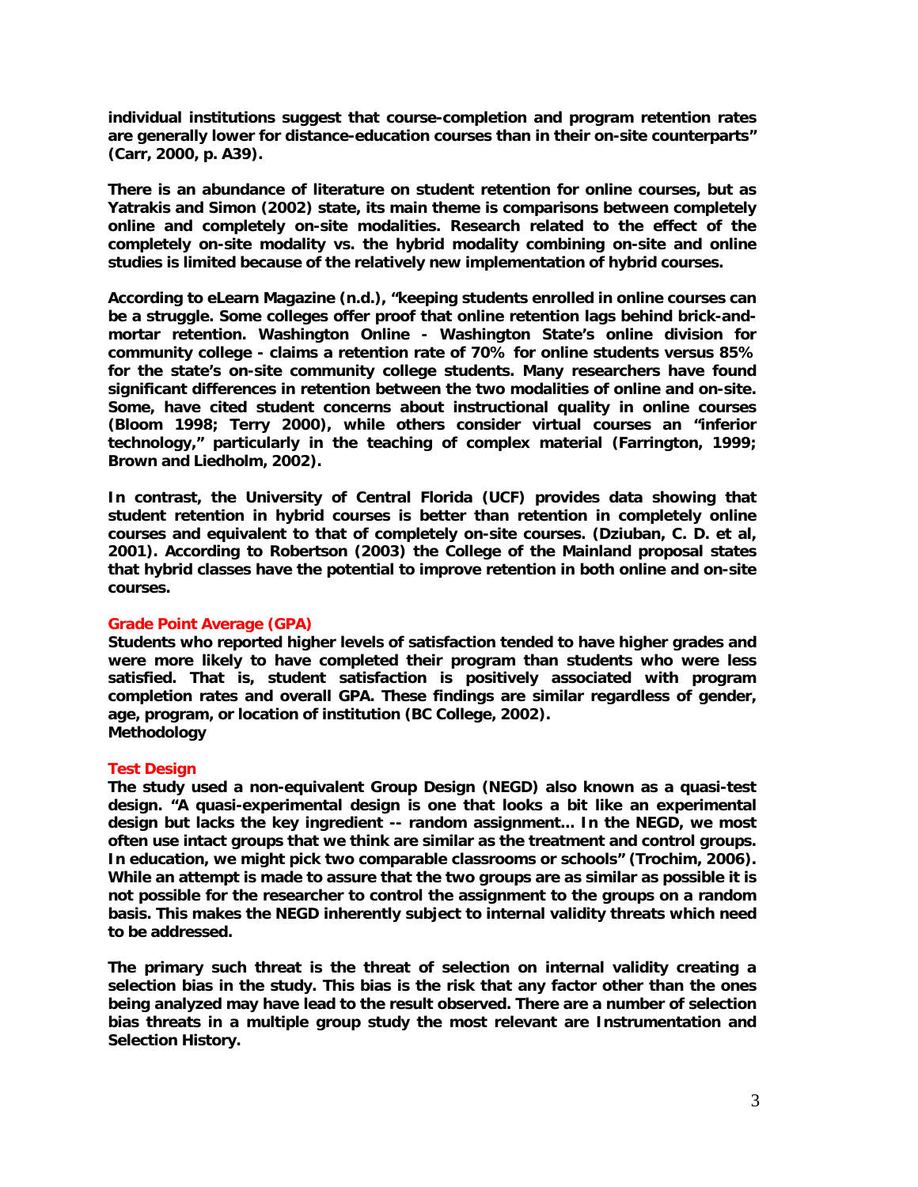individual institutions suggest that course-completion and program retention rates are generally lower for distance-education courses than in their on-site counterparts" (Carr, 2000, p. A39).

There is an abundance of literature on student retention for online courses, but as Yatrakis and Simon (2002) state, its main theme is comparisons between completely online and completely on-site modalities. Research related to the effect of the completely on-site modality vs. the hybrid modality combining on-site and online studies is limited because of the relatively new implementation of hybrid courses.

According to eLearn Magazine (n.d.), "keeping students enrolled in online courses can be a struggle. Some colleges offer proof that online retention lags behind brick-and-mortar retention. Washington Online - Washington State's online division for community college - claims a retention rate of 70% for online students versus 85% for the state's on-site community college students. Many researchers have found significant differences in retention between the two modalities of online and on-site. Some, have cited student concerns about instructional quality in online courses (Bloom 1998; Terry 2000), while others consider virtual courses an "inferior technology," particularly in the teaching of complex material (Farrington, 1999; Brown and Liedholm, 2002).

In contrast, the University of Central Florida (UCF) provides data showing that student retention in hybrid courses is better than retention in completely online courses and equivalent to that of completely on-site courses. (Dziuban, C. D. et al, 2001). According to Robertson (2003) the College of the Mainland proposal states that hybrid classes have the potential to improve retention in both online and on-site courses.

### Grade Point Average (GPA)

Students who reported higher levels of satisfaction tended to have higher grades and were more likely to have completed their program than students who were less satisfied. That is, student satisfaction is positively associated with program completion rates and overall GPA. These findings are similar regardless of gender, age, program, or location of institution (BC College, 2002).

## Methodology

### Test Design

The study used a non-equivalent Group Design (NEGD) also known as a quasi-test design. "A quasi-experimental design is one that looks a bit like an experimental design but lacks the key ingredient -- random assignment... In the NEGD, we most often use intact groups that we think are similar as the treatment and control groups. In education, we might pick two comparable classrooms or schools" (Trochim, 2006). While an attempt is made to assure that the two groups are as similar as possible it is not possible for the researcher to control the assignment to the groups on a random basis. This makes the NEGD inherently subject to internal validity threats which need to be addressed.

The primary such threat is the threat of selection on internal validity creating a selection bias in the study. This bias is the risk that any factor other than the ones being analyzed may have lead to the result observed. There are a number of selection bias threats in a multiple group study the most relevant are Instrumentation and Selection History.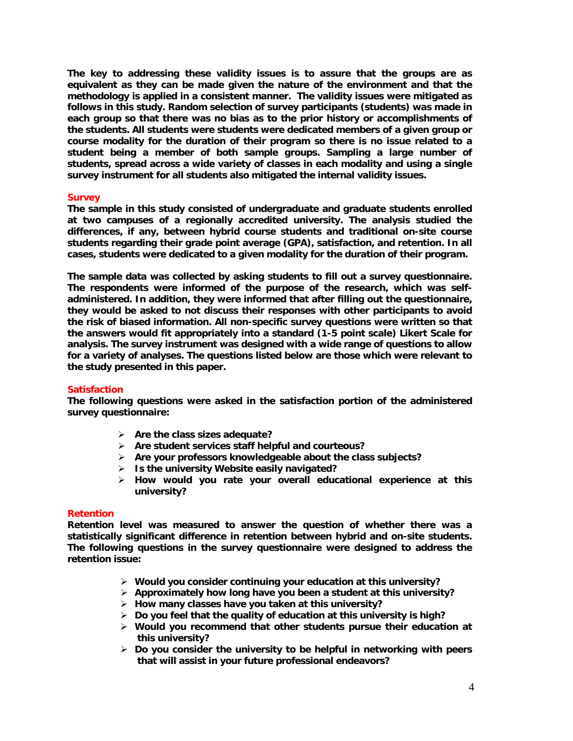**The key to addressing these validity issues is to assure that the groups are as equivalent as they can be made given the nature of the environment and that the methodology is applied in a consistent manner. The validity issues were mitigated as follows in this study. Random selection of survey participants (students) was made in each group so that there was no bias as to the prior history or accomplishments of the students. All students were students were dedicated members of a given group or course modality for the duration of their program so there is no issue related to a student being a member of both sample groups. Sampling a large number of students, spread across a wide variety of classes in each modality and using a single survey instrument for all students also mitigated the internal validity issues.**

## Survey

**The sample in this study consisted of undergraduate and graduate students enrolled at two campuses of a regionally accredited university. The analysis studied the differences, if any, between hybrid course students and traditional on-site course students regarding their grade point average (GPA), satisfaction, and retention. In all cases, students were dedicated to a given modality for the duration of their program.**

**The sample data was collected by asking students to fill out a survey questionnaire. The respondents were informed of the purpose of the research, which was self-administered. In addition, they were informed that after filling out the questionnaire, they would be asked to not discuss their responses with other participants to avoid the risk of biased information. All non-specific survey questions were written so that the answers would fit appropriately into a standard (1-5 point scale) Likert Scale for analysis. The survey instrument was designed with a wide range of questions to allow for a variety of analyses. The questions listed below are those which were relevant to the study presented in this paper.**

## Satisfaction

**The following questions were asked in the satisfaction portion of the administered survey questionnaire:**

- **Are the class sizes adequate?**
- **Are student services staff helpful and courteous?**
- **Are your professors knowledgeable about the class subjects?**
- **Is the university Website easily navigated?**
- **How would you rate your overall educational experience at this university?**

## Retention

**Retention level was measured to answer the question of whether there was a statistically significant difference in retention between hybrid and on-site students. The following questions in the survey questionnaire were designed to address the retention issue:**

- **Would you consider continuing your education at this university?**
- **Approximately how long have you been a student at this university?**
- **How many classes have you taken at this university?**
- **Do you feel that the quality of education at this university is high?**
- **Would you recommend that other students pursue their education at this university?**
- **Do you consider the university to be helpful in networking with peers that will assist in your future professional endeavors?**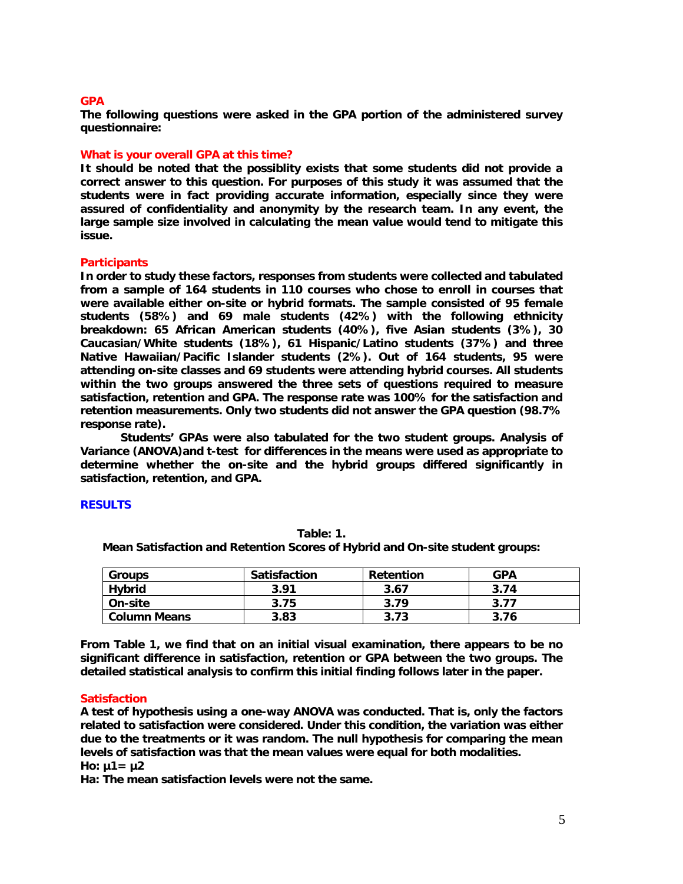## GPA

**The following questions were asked in the GPA portion of the administered survey questionnaire:**

### What is your overall GPA at this time?

**It should be noted that the possiblity exists that some students did not provide a correct answer to this question. For purposes of this study it was assumed that the students were in fact providing accurate information, especially since they were assured of confidentiality and anonymity by the research team. In any event, the large sample size involved in calculating the mean value would tend to mitigate this issue.**

### Participants

**In order to study these factors, responses from students were collected and tabulated from a sample of 164 students in 110 courses who chose to enroll in courses that were available either on-site or hybrid formats. The sample consisted of 95 female students (58%) and 69 male students (42%) with the following ethnicity breakdown: 65 African American students (40%), five Asian students (3%), 30 Caucasian/White students (18%), 61 Hispanic/Latino students (37%) and three Native Hawaiian/Pacific Islander students (2%). Out of 164 students, 95 were attending on-site classes and 69 students were attending hybrid courses. All students within the two groups answered the three sets of questions required to measure satisfaction, retention and GPA. The response rate was 100% for the satisfaction and retention measurements. Only two students did not answer the GPA question (98.7% response rate).**

**Students' GPAs were also tabulated for the two student groups. Analysis of Variance (ANOVA)and t-test for differences in the means were used as appropriate to determine whether the on-site and the hybrid groups differed significantly in satisfaction, retention, and GPA.**

## RESULTS

**Table: 1.**
**Mean Satisfaction and Retention Scores of Hybrid and On-site student groups:**

| Groups | Satisfaction | Retention | GPA |
|---|---|---|---|
| Hybrid | 3.91 | 3.67 | 3.74 |
| On-site | 3.75 | 3.79 | 3.77 |
| Column Means | 3.83 | 3.73 | 3.76 |

**From Table 1, we find that on an initial visual examination, there appears to be no significant difference in satisfaction, retention or GPA between the two groups. The detailed statistical analysis to confirm this initial finding follows later in the paper.**

### Satisfaction

**A test of hypothesis using a one-way ANOVA was conducted. That is, only the factors related to satisfaction were considered. Under this condition, the variation was either due to the treatments or it was random. The null hypothesis for comparing the mean levels of satisfaction was that the mean values were equal for both modalities.**

**Ho: $\mu 1= \mu 2$**

**Ha: The mean satisfaction levels were not the same.**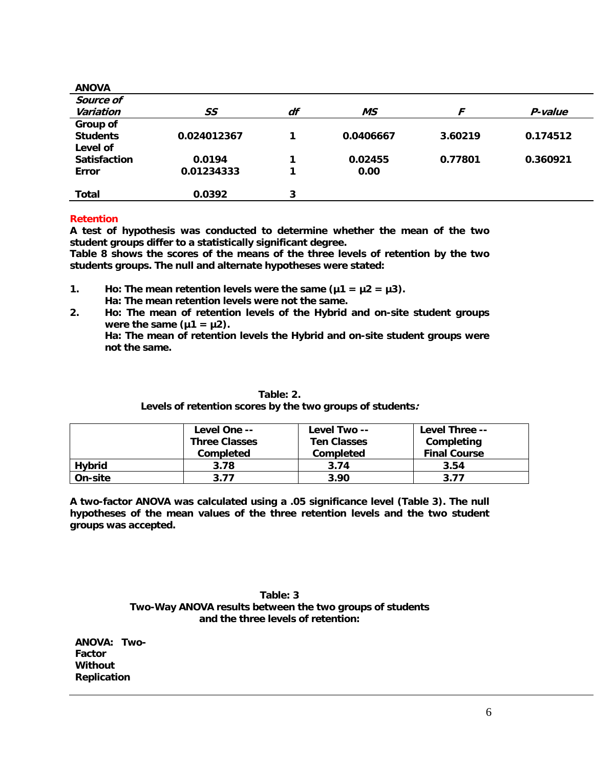**ANOVA**

| *Source of Variation* | *SS* | *df* | *MS* | *F* | *P-value* |
|---|---|---|---|---|---|
| **Group of Students** | **0.024012367** | **1** | **0.0406667** | **3.60219** | **0.174512** |
| **Level of Satisfaction** | **0.0194** | **1** | **0.02455** | **0.77801** | **0.360921** |
| **Error** | **0.01234333** | **1** | **0.00** | | |
| **Total** | **0.0392** | **3** | | | |

**Retention**

**A test of hypothesis was conducted to determine whether the mean of the two student groups differ to a statistically significant degree.**

**Table 8 shows the scores of the means of the three levels of retention by the two students groups. The null and alternate hypotheses were stated:**

1. **Ho: The mean retention levels were the same (μ1 = μ2 = μ3).**
   **Ha: The mean retention levels were not the same.**
2. **Ho: The mean of retention levels of the Hybrid and on-site student groups were the same (μ1 = μ2).**
   **Ha: The mean of retention levels the Hybrid and on-site student groups were not the same.**

**Table: 2.**
**Levels of retention scores by the two groups of students:**

| | Level One -- Three Classes Completed | Level Two -- Ten Classes Completed | Level Three -- Completing Final Course |
|---|---|---|---|
| **Hybrid** | 3.78 | 3.74 | 3.54 |
| **On-site** | 3.77 | 3.90 | 3.77 |

**A two-factor ANOVA was calculated using a .05 significance level (Table 3). The null hypotheses of the mean values of the three retention levels and the two student groups was accepted.**

**Table: 3**
**Two-Way ANOVA results between the two groups of students and the three levels of retention:**

**ANOVA: Two-Factor Without Replication**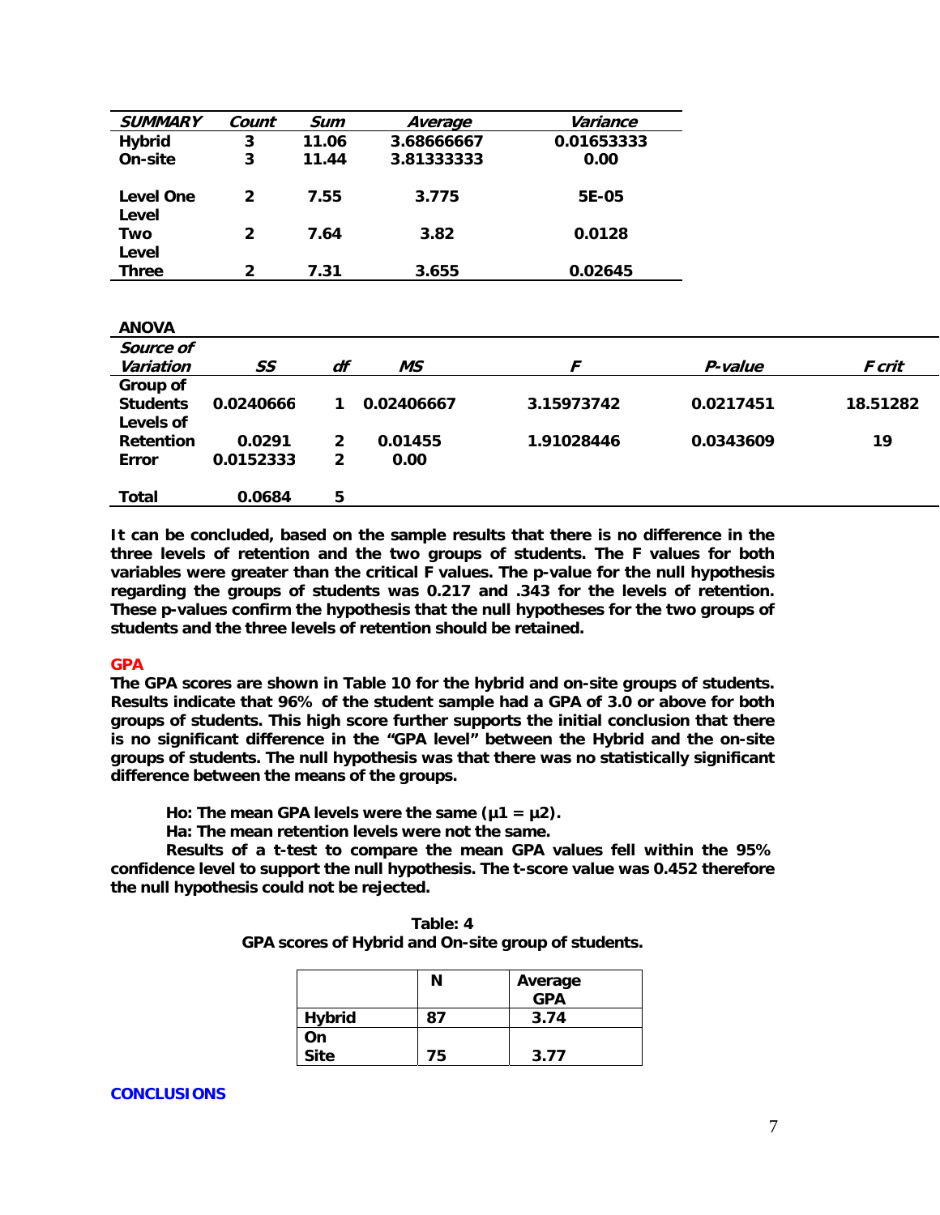| ***SUMMARY*** | ***Count*** | ***Sum*** | ***Average*** | ***Variance*** |
|---|---|---|---|---|
| **Hybrid** | **3** | **11.06** | **3.68666667** | **0.01653333** |
| **On-site** | **3** | **11.44** | **3.81333333** | **0.00** |
| | | | | |
| **Level One** | **2** | **7.55** | **3.775** | **5E-05** |
| **Level Two** | **2** | **7.64** | **3.82** | **0.0128** |
| **Level Three** | **2** | **7.31** | **3.655** | **0.02645** |

**ANOVA**

| ***Source of Variation*** | ***SS*** | ***df*** | ***MS*** | ***F*** | ***P-value*** | ***F crit*** |
|---|---|---|---|---|---|---|
| **Group of Students** | **0.0240666** | **1** | **0.02406667** | **3.15973742** | **0.0217451** | **18.51282** |
| **Levels of Retention** | **0.0291** | **2** | **0.01455** | **1.91028446** | **0.0343609** | **19** |
| **Error** | **0.0152333** | **2** | **0.00** | | | |
| | | | | | | |
| **Total** | **0.0684** | **5** | | | | |

**It can be concluded, based on the sample results that there is no difference in the three levels of retention and the two groups of students. The F values for both variables were greater than the critical F values. The p-value for the null hypothesis regarding the groups of students was 0.217 and .343 for the levels of retention. These p-values confirm the hypothesis that the null hypotheses for the two groups of students and the three levels of retention should be retained.**

## GPA

**The GPA scores are shown in Table 10 for the hybrid and on-site groups of students. Results indicate that 96% of the student sample had a GPA of 3.0 or above for both groups of students. This high score further supports the initial conclusion that there is no significant difference in the "GPA level" between the Hybrid and the on-site groups of students. The null hypothesis was that there was no statistically significant difference between the means of the groups.**

**Ho: The mean GPA levels were the same ($\mu 1 = \mu 2$).**

**Ha: The mean retention levels were not the same.**

**Results of a t-test to compare the mean GPA values fell within the 95% confidence level to support the null hypothesis. The t-score value was 0.452 therefore the null hypothesis could not be rejected.**

**Table: 4**
**GPA scores of Hybrid and On-site group of students.**

| | **N** | **Average GPA** |
|---|---|---|
| **Hybrid** | **87** | **3.74** |
| **On Site** | **75** | **3.77** |

## CONCLUSIONS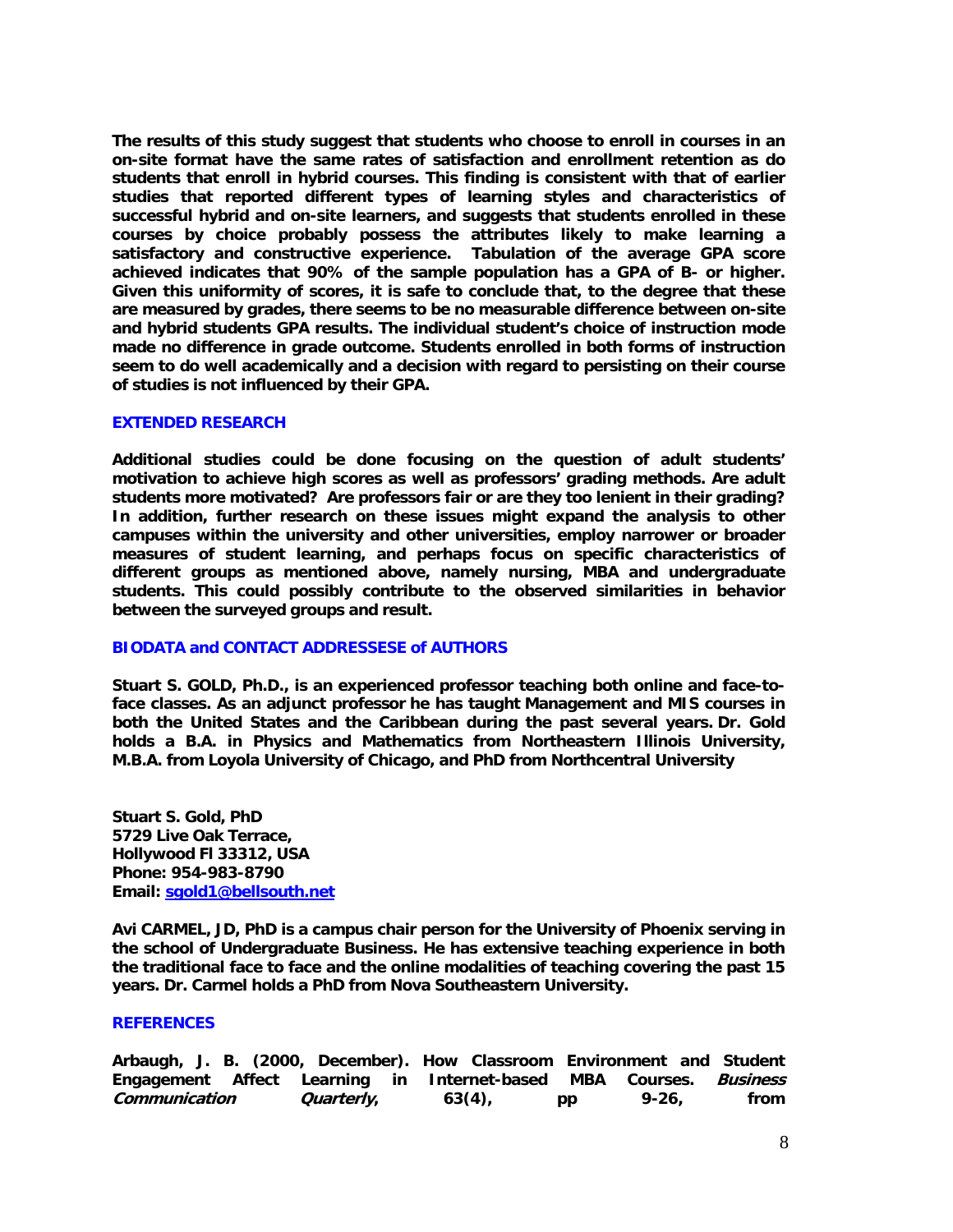**The results of this study suggest that students who choose to enroll in courses in an on-site format have the same rates of satisfaction and enrollment retention as do students that enroll in hybrid courses. This finding is consistent with that of earlier studies that reported different types of learning styles and characteristics of successful hybrid and on-site learners, and suggests that students enrolled in these courses by choice probably possess the attributes likely to make learning a satisfactory and constructive experience. Tabulation of the average GPA score achieved indicates that 90% of the sample population has a GPA of B- or higher. Given this uniformity of scores, it is safe to conclude that, to the degree that these are measured by grades, there seems to be no measurable difference between on-site and hybrid students GPA results. The individual student's choice of instruction mode made no difference in grade outcome. Students enrolled in both forms of instruction seem to do well academically and a decision with regard to persisting on their course of studies is not influenced by their GPA.**

## EXTENDED RESEARCH

**Additional studies could be done focusing on the question of adult students' motivation to achieve high scores as well as professors' grading methods. Are adult students more motivated? Are professors fair or are they too lenient in their grading? In addition, further research on these issues might expand the analysis to other campuses within the university and other universities, employ narrower or broader measures of student learning, and perhaps focus on specific characteristics of different groups as mentioned above, namely nursing, MBA and undergraduate students. This could possibly contribute to the observed similarities in behavior between the surveyed groups and result.**

## BIODATA and CONTACT ADDRESSESE of AUTHORS

**Stuart S. GOLD, Ph.D., is an experienced professor teaching both online and face-to-face classes. As an adjunct professor he has taught Management and MIS courses in both the United States and the Caribbean during the past several years. Dr. Gold holds a B.A. in Physics and Mathematics from Northeastern Illinois University, M.B.A. from Loyola University of Chicago, and PhD from Northcentral University**

**Stuart S. Gold, PhD**
**5729 Live Oak Terrace,**
**Hollywood Fl 33312, USA**
**Phone: 954-983-8790**
**Email: sgold1@bellsouth.net**

**Avi CARMEL, JD, PhD is a campus chair person for the University of Phoenix serving in the school of Undergraduate Business. He has extensive teaching experience in both the traditional face to face and the online modalities of teaching covering the past 15 years. Dr. Carmel holds a PhD from Nova Southeastern University.**

## REFERENCES

**Arbaugh, J. B. (2000, December). How Classroom Environment and Student Engagement Affect Learning in Internet-based MBA Courses. *Business Communication Quarterly*, 63(4), pp 9-26, from**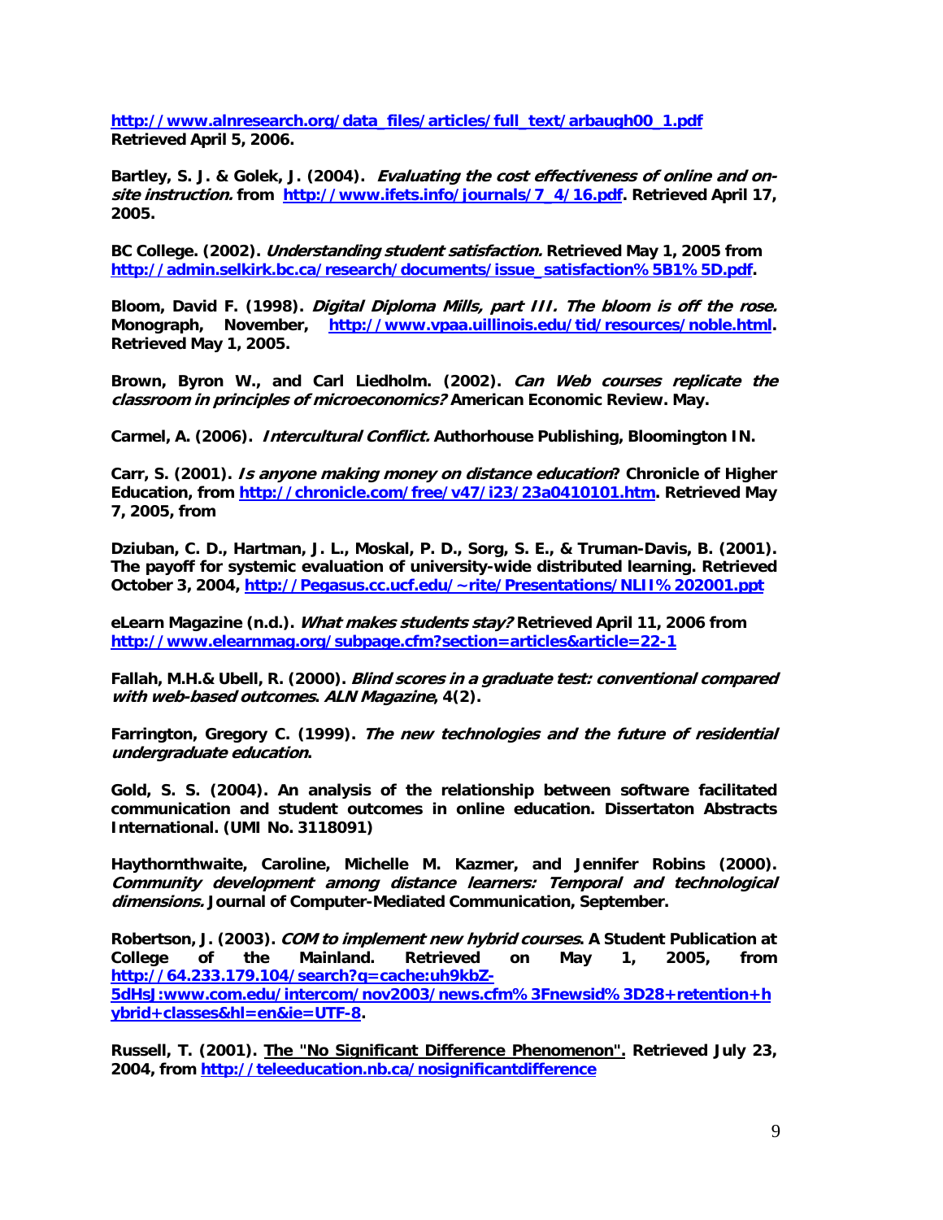**http://www.alnresearch.org/data_files/articles/full_text/arbaugh00_1.pdf Retrieved April 5, 2006.**

**Bartley, S. J. & Golek, J. (2004).** ***Evaluating the cost effectiveness of online and on-site instruction.*** **from http://www.ifets.info/journals/7_4/16.pdf. Retrieved April 17, 2005.**

**BC College. (2002).** ***Understanding student satisfaction.*** **Retrieved May 1, 2005 from http://admin.selkirk.bc.ca/research/documents/issue_satisfaction%5B1%5D.pdf.**

**Bloom, David F. (1998).** ***Digital Diploma Mills, part III. The bloom is off the rose.*** **Monograph, November, http://www.vpaa.uillinois.edu/tid/resources/noble.html. Retrieved May 1, 2005.**

**Brown, Byron W., and Carl Liedholm. (2002).** ***Can Web courses replicate the classroom in principles of microeconomics?*** **American Economic Review. May.**

**Carmel, A. (2006).** ***Intercultural Conflict.*** **Authorhouse Publishing, Bloomington IN.**

**Carr, S. (2001).** ***Is anyone making money on distance education*****? Chronicle of Higher Education, from http://chronicle.com/free/v47/i23/23a0410101.htm. Retrieved May 7, 2005, from**

**Dziuban, C. D., Hartman, J. L., Moskal, P. D., Sorg, S. E., & Truman-Davis, B. (2001). The payoff for systemic evaluation of university-wide distributed learning. Retrieved October 3, 2004, http://Pegasus.cc.ucf.edu/~rite/Presentations/NLII%202001.ppt**

**eLearn Magazine (n.d.).** ***What makes students stay?*** **Retrieved April 11, 2006 from http://www.elearnmag.org/subpage.cfm?section=articles&article=22-1**

**Fallah, M.H.& Ubell, R. (2000).** ***Blind scores in a graduate test: conventional compared with web-based outcomes*****.** ***ALN Magazine*****, 4(2).**

**Farrington, Gregory C. (1999).** ***The new technologies and the future of residential undergraduate education*****.**

**Gold, S. S. (2004). An analysis of the relationship between software facilitated communication and student outcomes in online education. Dissertaton Abstracts International. (UMI No. 3118091)**

**Haythornthwaite, Caroline, Michelle M. Kazmer, and Jennifer Robins (2000).** ***Community development among distance learners: Temporal and technological dimensions.*** **Journal of Computer-Mediated Communication, September.**

**Robertson, J. (2003).** ***COM to implement new hybrid courses*****. A Student Publication at College of the Mainland. Retrieved on May 1, 2005, from http://64.233.179.104/search?q=cache:uh9kbZ-5dHsJ:www.com.edu/intercom/nov2003/news.cfm%3Fnewsid%3D28+retention+hybrid+classes&hl=en&ie=UTF-8.**

**Russell, T. (2001). The "No Significant Difference Phenomenon". Retrieved July 23, 2004, from http://teleeducation.nb.ca/nosignificantdifference**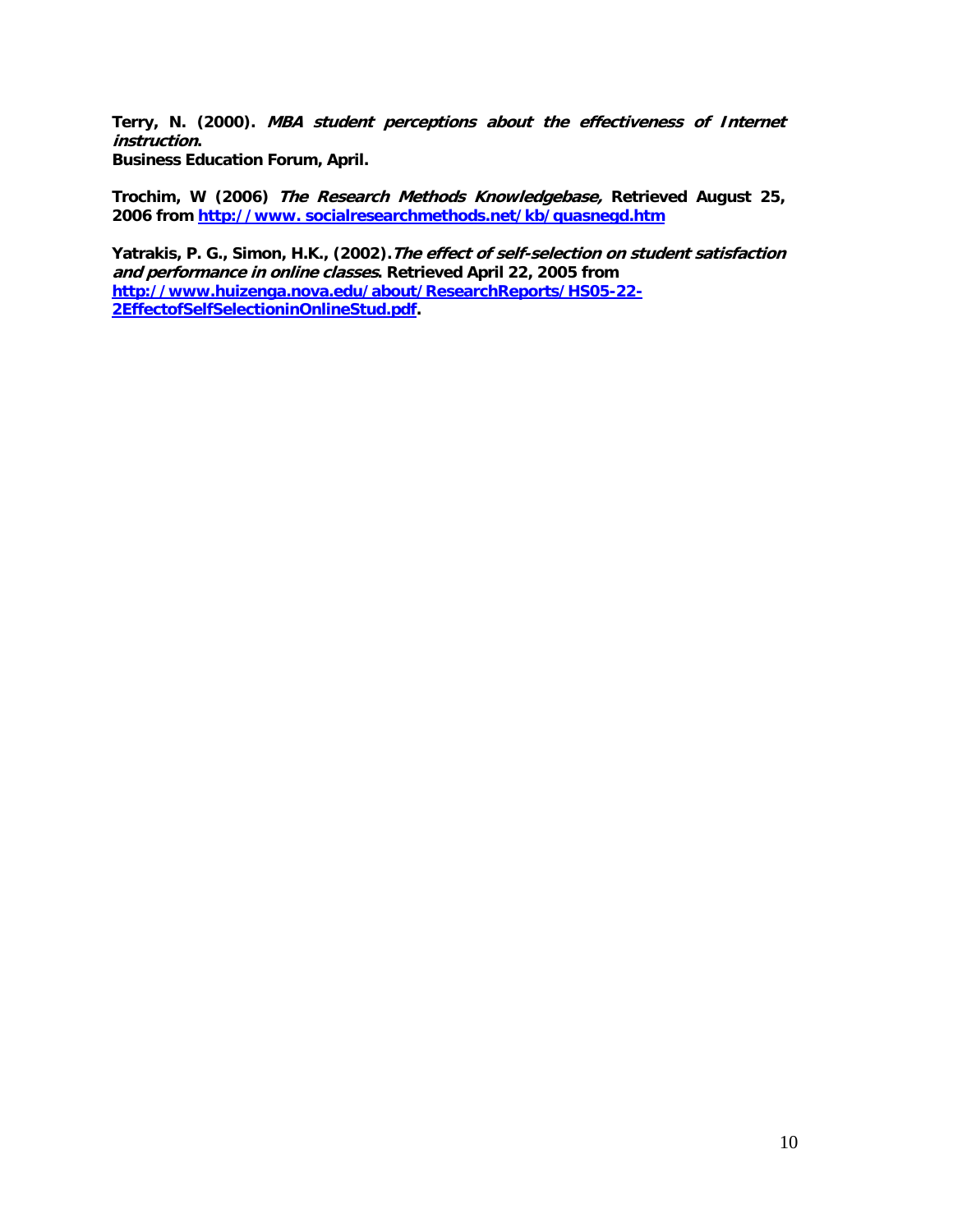**Terry, N. (2000).** ***MBA student perceptions about the effectiveness of Internet instruction*****.**
**Business Education Forum, April.**

**Trochim, W (2006)** ***The Research Methods Knowledgebase,*** **Retrieved August 25, 2006 from [http://www. socialresearchmethods.net/kb/quasnegd.htm](http://www.socialresearchmethods.net/kb/quasnegd.htm)**

**Yatrakis, P. G., Simon, H.K., (2002).*****The effect of self-selection on student satisfaction and performance in online classes*****. Retrieved April 22, 2005 from [http://www.huizenga.nova.edu/about/ResearchReports/HS05-22-2EffectofSelfSelectioninOnlineStud.pdf](http://www.huizenga.nova.edu/about/ResearchReports/HS05-22-2EffectofSelfSelectioninOnlineStud.pdf).**